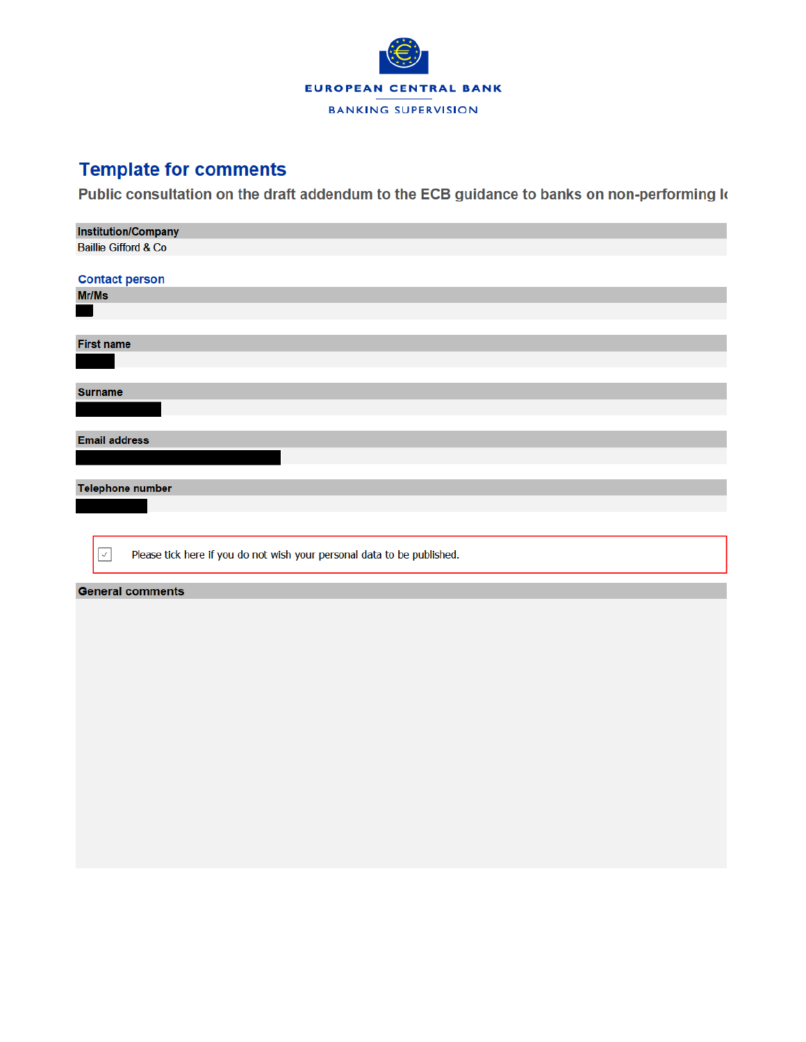EUROPEAN CENTRAL BANK

BANKING SUPERVISION

# Template for comments

## Public consultation on the draft addendum to the ECB guidance to banks on non-performing lo

**Institution/Company**

Baillie Gifford & Co

**Contact person**

**Mr/Ms**

**First name**

**Surname**

**Email address**

**Telephone number**

☑ Please tick here if you do not wish your personal data to be published.

**General comments**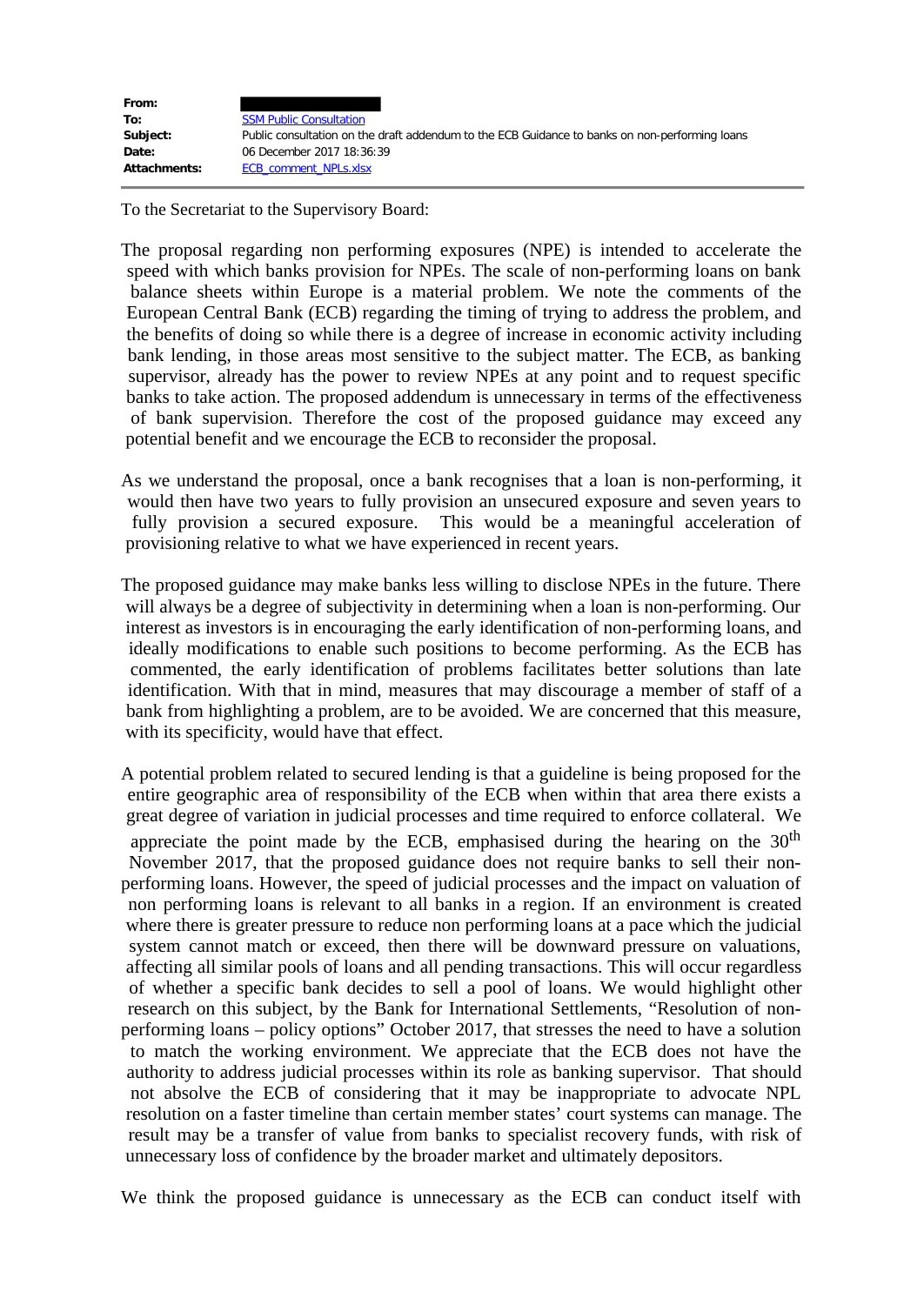| | |
|---|---|
| **From:** | |
| **To:** | SSM Public Consultation |
| **Subject:** | Public consultation on the draft addendum to the ECB Guidance to banks on non-performing loans |
| **Date:** | 06 December 2017 18:36:39 |
| **Attachments:** | ECB_comment_NPLs.xlsx |

To the Secretariat to the Supervisory Board:

The proposal regarding non performing exposures (NPE) is intended to accelerate the speed with which banks provision for NPEs. The scale of non-performing loans on bank balance sheets within Europe is a material problem. We note the comments of the European Central Bank (ECB) regarding the timing of trying to address the problem, and the benefits of doing so while there is a degree of increase in economic activity including bank lending, in those areas most sensitive to the subject matter. The ECB, as banking supervisor, already has the power to review NPEs at any point and to request specific banks to take action. The proposed addendum is unnecessary in terms of the effectiveness of bank supervision. Therefore the cost of the proposed guidance may exceed any potential benefit and we encourage the ECB to reconsider the proposal.

As we understand the proposal, once a bank recognises that a loan is non-performing, it would then have two years to fully provision an unsecured exposure and seven years to fully provision a secured exposure. This would be a meaningful acceleration of provisioning relative to what we have experienced in recent years.

The proposed guidance may make banks less willing to disclose NPEs in the future. There will always be a degree of subjectivity in determining when a loan is non-performing. Our interest as investors is in encouraging the early identification of non-performing loans, and ideally modifications to enable such positions to become performing. As the ECB has commented, the early identification of problems facilitates better solutions than late identification. With that in mind, measures that may discourage a member of staff of a bank from highlighting a problem, are to be avoided. We are concerned that this measure, with its specificity, would have that effect.

A potential problem related to secured lending is that a guideline is being proposed for the entire geographic area of responsibility of the ECB when within that area there exists a great degree of variation in judicial processes and time required to enforce collateral. We appreciate the point made by the ECB, emphasised during the hearing on the 30th November 2017, that the proposed guidance does not require banks to sell their non-performing loans. However, the speed of judicial processes and the impact on valuation of non performing loans is relevant to all banks in a region. If an environment is created where there is greater pressure to reduce non performing loans at a pace which the judicial system cannot match or exceed, then there will be downward pressure on valuations, affecting all similar pools of loans and all pending transactions. This will occur regardless of whether a specific bank decides to sell a pool of loans. We would highlight other research on this subject, by the Bank for International Settlements, "Resolution of non-performing loans – policy options" October 2017, that stresses the need to have a solution to match the working environment. We appreciate that the ECB does not have the authority to address judicial processes within its role as banking supervisor. That should not absolve the ECB of considering that it may be inappropriate to advocate NPL resolution on a faster timeline than certain member states' court systems can manage. The result may be a transfer of value from banks to specialist recovery funds, with risk of unnecessary loss of confidence by the broader market and ultimately depositors.

We think the proposed guidance is unnecessary as the ECB can conduct itself with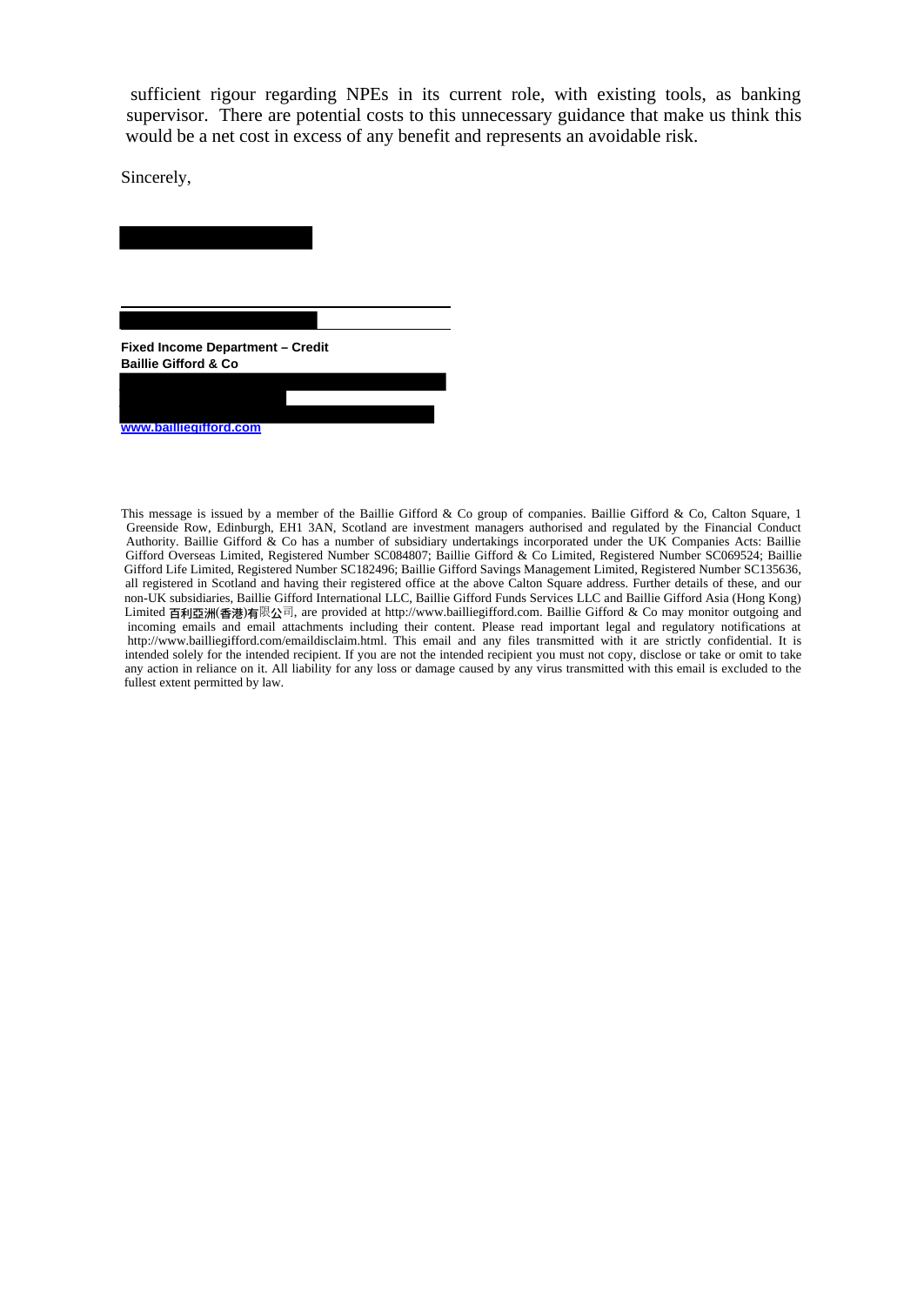sufficient rigour regarding NPEs in its current role, with existing tools, as banking supervisor. There are potential costs to this unnecessary guidance that make us think this would be a net cost in excess of any benefit and represents an avoidable risk.

Sincerely,

**Fixed Income Department – Credit**
**Baillie Gifford & Co**

[www.bailliegifford.com](http://www.bailliegifford.com)

This message is issued by a member of the Baillie Gifford & Co group of companies. Baillie Gifford & Co, Calton Square, 1 Greenside Row, Edinburgh, EH1 3AN, Scotland are investment managers authorised and regulated by the Financial Conduct Authority. Baillie Gifford & Co has a number of subsidiary undertakings incorporated under the UK Companies Acts: Baillie Gifford Overseas Limited, Registered Number SC084807; Baillie Gifford & Co Limited, Registered Number SC069524; Baillie Gifford Life Limited, Registered Number SC182496; Baillie Gifford Savings Management Limited, Registered Number SC135636, all registered in Scotland and having their registered office at the above Calton Square address. Further details of these, and our non-UK subsidiaries, Baillie Gifford International LLC, Baillie Gifford Funds Services LLC and Baillie Gifford Asia (Hong Kong) Limited 百利亞洲(香港)有限公司, are provided at http://www.bailliegifford.com. Baillie Gifford & Co may monitor outgoing and incoming emails and email attachments including their content. Please read important legal and regulatory notifications at http://www.bailliegifford.com/emaildisclaim.html. This email and any files transmitted with it are strictly confidential. It is intended solely for the intended recipient. If you are not the intended recipient you must not copy, disclose or take or omit to take any action in reliance on it. All liability for any loss or damage caused by any virus transmitted with this email is excluded to the fullest extent permitted by law.